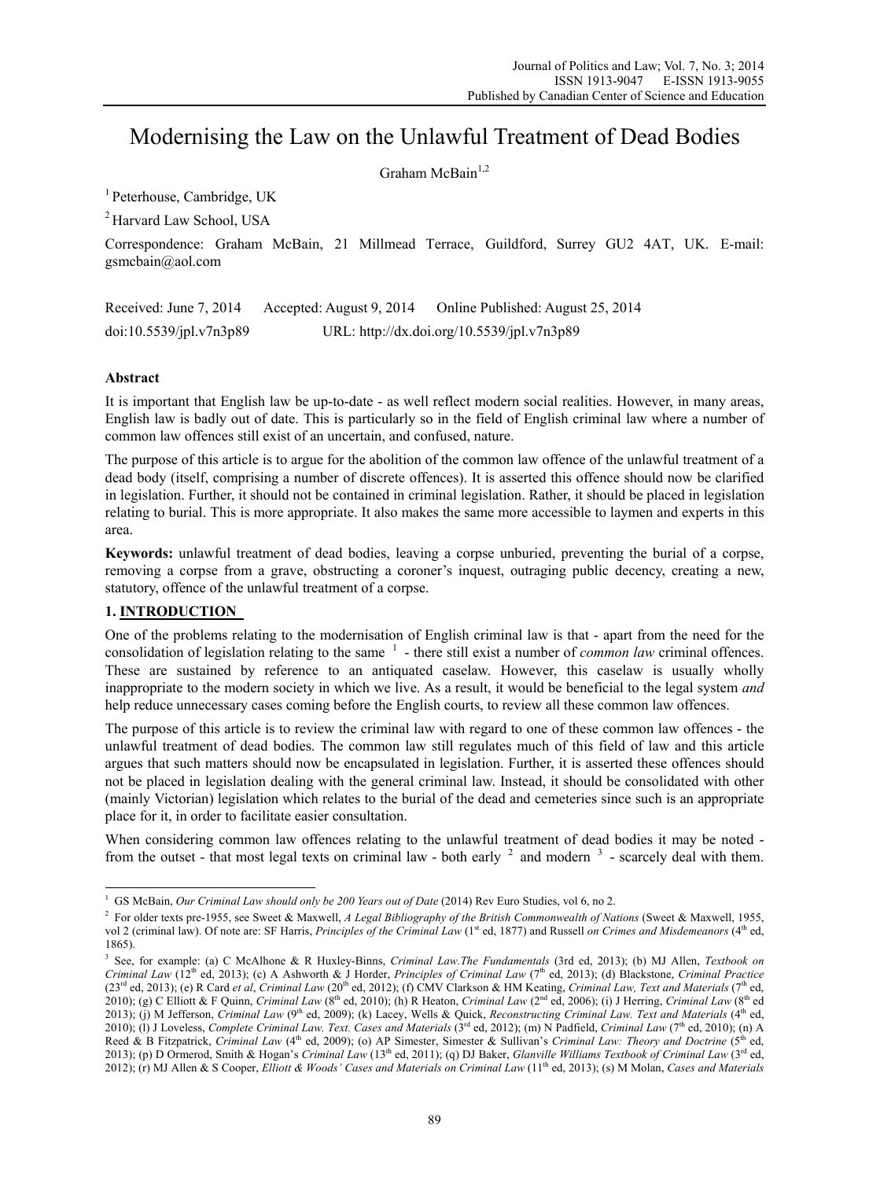# Modernising the Law on the Unlawful Treatment of Dead Bodies

Graham McBain[1,2]

[1] Peterhouse, Cambridge, UK

[2] Harvard Law School, USA

Correspondence: Graham McBain, 21 Millmead Terrace, Guildford, Surrey GU2 4AT, UK. E-mail: gsmcbain@aol.com

Received: June 7, 2014  Accepted: August 9, 2014  Online Published: August 25, 2014

doi:10.5539/jpl.v7n3p89  URL: http://dx.doi.org/10.5539/jpl.v7n3p89

## Abstract

It is important that English law be up-to-date - as well reflect modern social realities. However, in many areas, English law is badly out of date. This is particularly so in the field of English criminal law where a number of common law offences still exist of an uncertain, and confused, nature.

The purpose of this article is to argue for the abolition of the common law offence of the unlawful treatment of a dead body (itself, comprising a number of discrete offences). It is asserted this offence should now be clarified in legislation. Further, it should not be contained in criminal legislation. Rather, it should be placed in legislation relating to burial. This is more appropriate. It also makes the same more accessible to laymen and experts in this area.

**Keywords:** unlawful treatment of dead bodies, leaving a corpse unburied, preventing the burial of a corpse, removing a corpse from a grave, obstructing a coroner's inquest, outraging public decency, creating a new, statutory, offence of the unlawful treatment of a corpse.

## 1. INTRODUCTION

One of the problems relating to the modernisation of English criminal law is that - apart from the need for the consolidation of legislation relating to the same [1] - there still exist a number of *common law* criminal offences. These are sustained by reference to an antiquated caselaw. However, this caselaw is usually wholly inappropriate to the modern society in which we live. As a result, it would be beneficial to the legal system *and* help reduce unnecessary cases coming before the English courts, to review all these common law offences.

The purpose of this article is to review the criminal law with regard to one of these common law offences - the unlawful treatment of dead bodies. The common law still regulates much of this field of law and this article argues that such matters should now be encapsulated in legislation. Further, it is asserted these offences should not be placed in legislation dealing with the general criminal law. Instead, it should be consolidated with other (mainly Victorian) legislation which relates to the burial of the dead and cemeteries since such is an appropriate place for it, in order to facilitate easier consultation.

When considering common law offences relating to the unlawful treatment of dead bodies it may be noted - from the outset - that most legal texts on criminal law - both early [2] and modern [3] - scarcely deal with them.

---

[1] GS McBain, *Our Criminal Law should only be 200 Years out of Date* (2014) Rev Euro Studies, vol 6, no 2.

[2] For older texts pre-1955, see Sweet & Maxwell, *A Legal Bibliography of the British Commonwealth of Nations* (Sweet & Maxwell, 1955, vol 2 (criminal law). Of note are: SF Harris, *Principles of the Criminal Law* (1st ed, 1877) and Russell *on Crimes and Misdemeanors* (4th ed, 1865).

[3] See, for example: (a) C McAlhone & R Huxley-Binns, *Criminal Law.The Fundamentals* (3rd ed, 2013); (b) MJ Allen, *Textbook on Criminal Law* (12th ed, 2013); (c) A Ashworth & J Horder, *Principles of Criminal Law* (7th ed, 2013); (d) Blackstone, *Criminal Practice* (23rd ed, 2013); (e) R Card *et al*, *Criminal Law* (20th ed, 2012); (f) CMV Clarkson & HM Keating, *Criminal Law, Text and Materials* (7th ed, 2010); (g) C Elliott & F Quinn, *Criminal Law* (8th ed, 2010); (h) R Heaton, *Criminal Law* (2nd ed, 2006); (i) J Herring, *Criminal Law* (8th ed 2013); (j) M Jefferson, *Criminal Law* (9th ed, 2009); (k) Lacey, Wells & Quick, *Reconstructing Criminal Law. Text and Materials* (4th ed, 2010); (l) J Loveless, *Complete Criminal Law. Text. Cases and Materials* (3rd ed, 2012); (m) N Padfield, *Criminal Law* (7th ed, 2010); (n) A Reed & B Fitzpatrick, *Criminal Law* (4th ed, 2009); (o) AP Simester, Simester & Sullivan's *Criminal Law: Theory and Doctrine* (5th ed, 2013); (p) D Ormerod, Smith & Hogan's *Criminal Law* (13th ed, 2011); (q) DJ Baker, *Glanville Williams Textbook of Criminal Law* (3rd ed, 2012); (r) MJ Allen & S Cooper, *Elliott & Woods' Cases and Materials on Criminal Law* (11th ed, 2013); (s) M Molan, *Cases and Materials*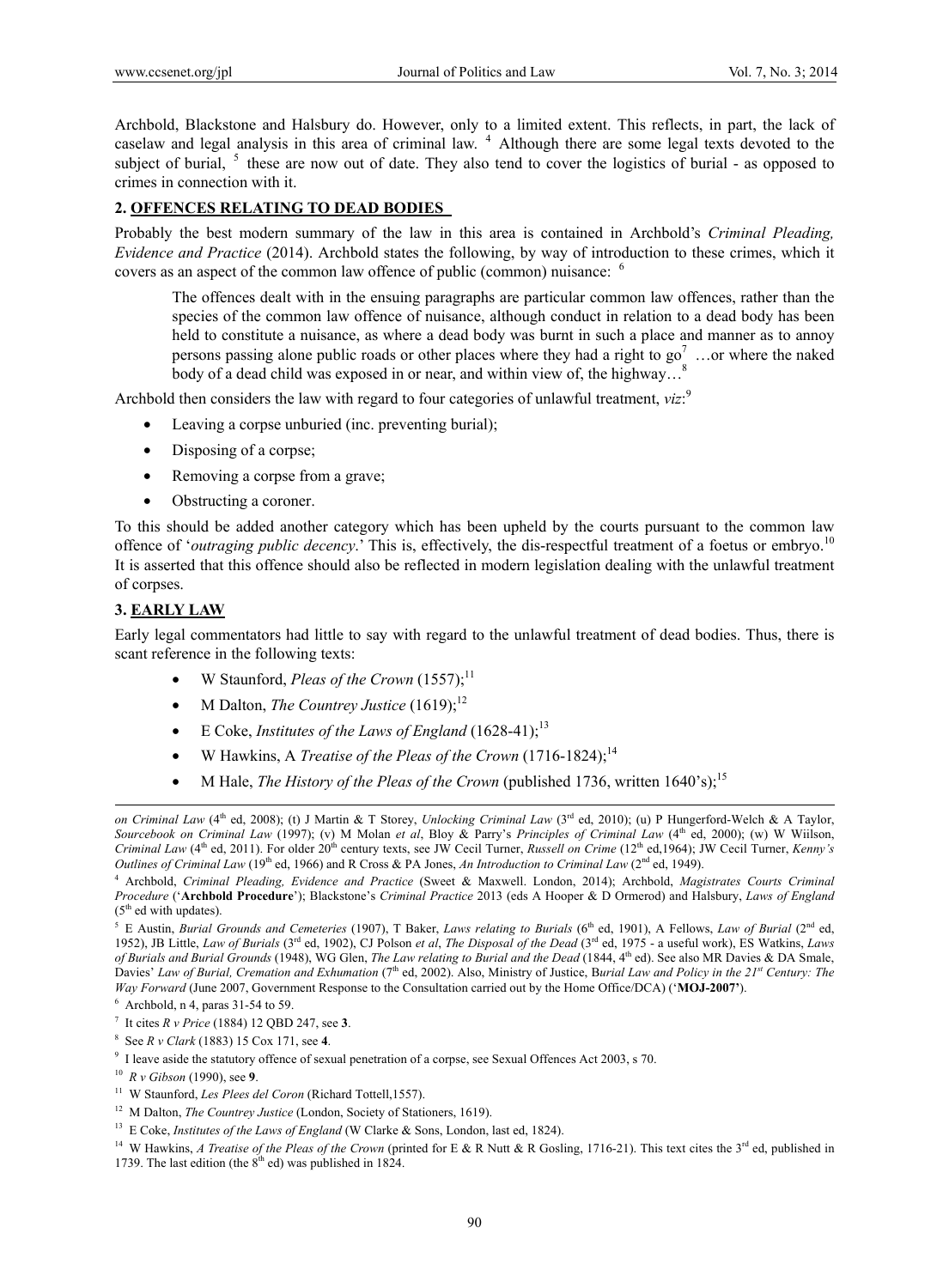Archbold, Blackstone and Halsbury do. However, only to a limited extent. This reflects, in part, the lack of caselaw and legal analysis in this area of criminal law. [4] Although there are some legal texts devoted to the subject of burial, [5] these are now out of date. They also tend to cover the logistics of burial - as opposed to crimes in connection with it.

## 2. OFFENCES RELATING TO DEAD BODIES

Probably the best modern summary of the law in this area is contained in Archbold's *Criminal Pleading, Evidence and Practice* (2014). Archbold states the following, by way of introduction to these crimes, which it covers as an aspect of the common law offence of public (common) nuisance: [6]

> The offences dealt with in the ensuing paragraphs are particular common law offences, rather than the species of the common law offence of nuisance, although conduct in relation to a dead body has been held to constitute a nuisance, as where a dead body was burnt in such a place and manner as to annoy persons passing alone public roads or other places where they had a right to go[7] …or where the naked body of a dead child was exposed in or near, and within view of, the highway…[8]

Archbold then considers the law with regard to four categories of unlawful treatment, *viz*:[9]

- Leaving a corpse unburied (inc. preventing burial);
- Disposing of a corpse;
- Removing a corpse from a grave;
- Obstructing a coroner.

To this should be added another category which has been upheld by the courts pursuant to the common law offence of '*outraging public decency*.' This is, effectively, the dis-respectful treatment of a foetus or embryo.[10] It is asserted that this offence should also be reflected in modern legislation dealing with the unlawful treatment of corpses.

## 3. EARLY LAW

Early legal commentators had little to say with regard to the unlawful treatment of dead bodies. Thus, there is scant reference in the following texts:

- W Staunford, *Pleas of the Crown* (1557);[11]
- M Dalton, *The Countrey Justice* (1619);[12]
- E Coke, *Institutes of the Laws of England* (1628-41);[13]
- W Hawkins, A *Treatise of the Pleas of the Crown* (1716-1824);[14]
- M Hale, *The History of the Pleas of the Crown* (published 1736, written 1640's);[15]

---

*on Criminal Law* (4th ed, 2008); (t) J Martin & T Storey, *Unlocking Criminal Law* (3rd ed, 2010); (u) P Hungerford-Welch & A Taylor, *Sourcebook on Criminal Law* (1997); (v) M Molan *et al*, Bloy & Parry's *Principles of Criminal Law* (4th ed, 2000); (w) W Wiilson, *Criminal Law* (4th ed, 2011). For older 20th century texts, see JW Cecil Turner, *Russell on Crime* (12th ed,1964); JW Cecil Turner, *Kenny's Outlines of Criminal Law* (19th ed, 1966) and R Cross & PA Jones, *An Introduction to Criminal Law* (2nd ed, 1949).

[4] Archbold, *Criminal Pleading, Evidence and Practice* (Sweet & Maxwell. London, 2014); Archbold, *Magistrates Courts Criminal Procedure* ('**Archbold Procedure**'); Blackstone's *Criminal Practice* 2013 (eds A Hooper & D Ormerod) and Halsbury, *Laws of England* (5th ed with updates).

[5] E Austin, *Burial Grounds and Cemeteries* (1907), T Baker, *Laws relating to Burials* (6th ed, 1901), A Fellows, *Law of Burial* (2nd ed, 1952), JB Little, *Law of Burials* (3rd ed, 1902), CJ Polson *et al*, *The Disposal of the Dead* (3rd ed, 1975 - a useful work), ES Watkins, *Laws of Burials and Burial Grounds* (1948), WG Glen, *The Law relating to Burial and the Dead* (1844, 4th ed). See also MR Davies & DA Smale, Davies' *Law of Burial, Cremation and Exhumation* (7th ed, 2002). Also, Ministry of Justice, B*urial Law and Policy in the 21st Century: The Way Forward* (June 2007, Government Response to the Consultation carried out by the Home Office/DCA) ('**MOJ-2007**').

[6] Archbold, n 4, paras 31-54 to 59.

[7] It cites *R v Price* (1884) 12 QBD 247, see **3**.

[8] See *R v Clark* (1883) 15 Cox 171, see **4**.

[9] I leave aside the statutory offence of sexual penetration of a corpse, see Sexual Offences Act 2003, s 70.

[10] *R v Gibson* (1990), see **9**.

[11] W Staunford, *Les Plees del Coron* (Richard Tottell,1557).

[12] M Dalton, *The Countrey Justice* (London, Society of Stationers, 1619).

[13] E Coke, *Institutes of the Laws of England* (W Clarke & Sons, London, last ed, 1824).

[14] W Hawkins, *A Treatise of the Pleas of the Crown* (printed for E & R Nutt & R Gosling, 1716-21). This text cites the 3rd ed, published in 1739. The last edition (the 8th ed) was published in 1824.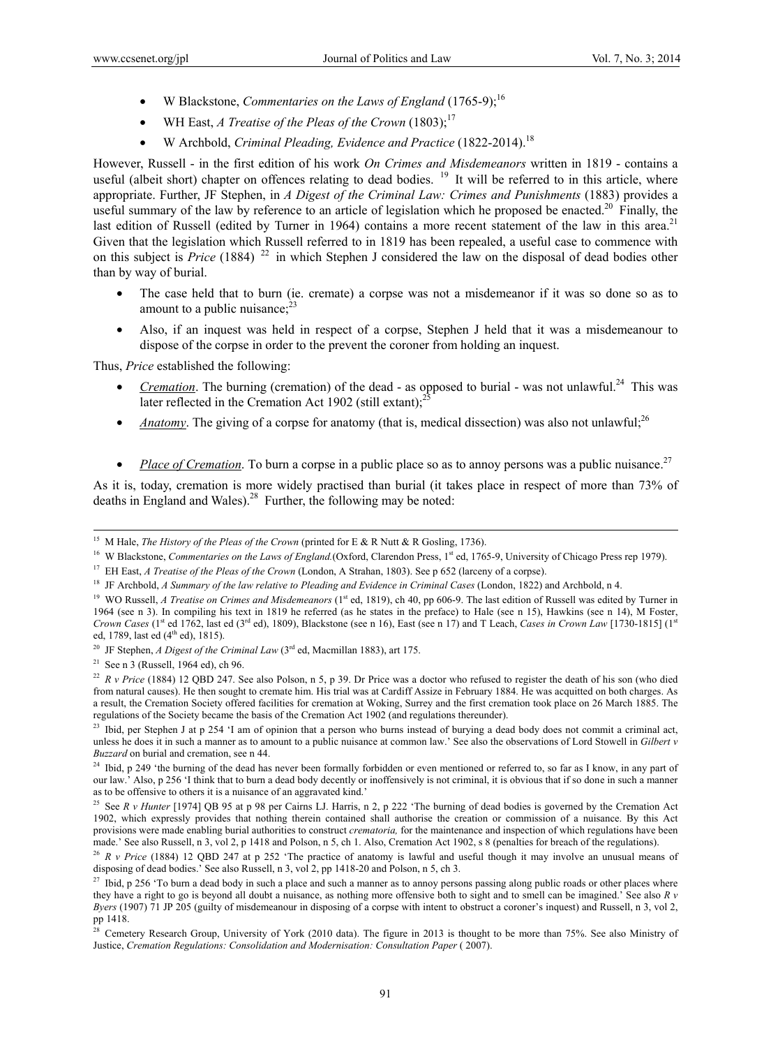- W Blackstone, *Commentaries on the Laws of England* (1765-9);[16]
- WH East, *A Treatise of the Pleas of the Crown* (1803);[17]
- W Archbold, *Criminal Pleading, Evidence and Practice* (1822-2014).[18]

However, Russell - in the first edition of his work *On Crimes and Misdemeanors* written in 1819 - contains a useful (albeit short) chapter on offences relating to dead bodies. [19] It will be referred to in this article, where appropriate. Further, JF Stephen, in *A Digest of the Criminal Law: Crimes and Punishments* (1883) provides a useful summary of the law by reference to an article of legislation which he proposed be enacted.[20] Finally, the last edition of Russell (edited by Turner in 1964) contains a more recent statement of the law in this area.[21] Given that the legislation which Russell referred to in 1819 has been repealed, a useful case to commence with on this subject is *Price* (1884) [22] in which Stephen J considered the law on the disposal of dead bodies other than by way of burial.

- The case held that to burn (ie. cremate) a corpse was not a misdemeanor if it was so done so as to amount to a public nuisance;[23]
- Also, if an inquest was held in respect of a corpse, Stephen J held that it was a misdemeanour to dispose of the corpse in order to the prevent the coroner from holding an inquest.

Thus, *Price* established the following:

- ***Cremation***. The burning (cremation) of the dead - as opposed to burial - was not unlawful.[24] This was later reflected in the Cremation Act 1902 (still extant);[25]
- ***Anatomy***. The giving of a corpse for anatomy (that is, medical dissection) was also not unlawful;[26]
- ***Place of Cremation***. To burn a corpse in a public place so as to annoy persons was a public nuisance.[27]

As it is, today, cremation is more widely practised than burial (it takes place in respect of more than 73% of deaths in England and Wales).[28] Further, the following may be noted:

---

[15] M Hale, *The History of the Pleas of the Crown* (printed for E & R Nutt & R Gosling, 1736).

[16] W Blackstone, *Commentaries on the Laws of England.*(Oxford, Clarendon Press, 1st ed, 1765-9, University of Chicago Press rep 1979).

[17] EH East, *A Treatise of the Pleas of the Crown* (London, A Strahan, 1803). See p 652 (larceny of a corpse).

[18] JF Archbold, *A Summary of the law relative to Pleading and Evidence in Criminal Cases* (London, 1822) and Archbold, n 4.

[19] WO Russell, *A Treatise on Crimes and Misdemeanors* (1st ed, 1819), ch 40, pp 606-9. The last edition of Russell was edited by Turner in 1964 (see n 3). In compiling his text in 1819 he referred (as he states in the preface) to Hale (see n 15), Hawkins (see n 14), M Foster, *Crown Cases* (1st ed 1762, last ed (3rd ed), 1809), Blackstone (see n 16), East (see n 17) and T Leach, *Cases in Crown Law* [1730-1815] (1st ed, 1789, last ed (4th ed), 1815).

[20] JF Stephen, *A Digest of the Criminal Law* (3rd ed, Macmillan 1883), art 175.

[21] See n 3 (Russell, 1964 ed), ch 96.

[22] *R v Price* (1884) 12 QBD 247. See also Polson, n 5, p 39. Dr Price was a doctor who refused to register the death of his son (who died from natural causes). He then sought to cremate him. His trial was at Cardiff Assize in February 1884. He was acquitted on both charges. As a result, the Cremation Society offered facilities for cremation at Woking, Surrey and the first cremation took place on 26 March 1885. The regulations of the Society became the basis of the Cremation Act 1902 (and regulations thereunder).

[23] Ibid, per Stephen J at p 254 'I am of opinion that a person who burns instead of burying a dead body does not commit a criminal act, unless he does it in such a manner as to amount to a public nuisance at common law.' See also the observations of Lord Stowell in *Gilbert v Buzzard* on burial and cremation, see n 44.

[24] Ibid, p 249 'the burning of the dead has never been formally forbidden or even mentioned or referred to, so far as I know, in any part of our law.' Also, p 256 'I think that to burn a dead body decently or inoffensively is not criminal, it is obvious that if so done in such a manner as to be offensive to others it is a nuisance of an aggravated kind.'

[25] See *R v Hunter* [1974] QB 95 at p 98 per Cairns LJ. Harris, n 2, p 222 'The burning of dead bodies is governed by the Cremation Act 1902, which expressly provides that nothing therein contained shall authorise the creation or commission of a nuisance. By this Act provisions were made enabling burial authorities to construct *crematoria,* for the maintenance and inspection of which regulations have been made.' See also Russell, n 3, vol 2, p 1418 and Polson, n 5, ch 1. Also, Cremation Act 1902, s 8 (penalties for breach of the regulations).

[26] *R v Price* (1884) 12 QBD 247 at p 252 'The practice of anatomy is lawful and useful though it may involve an unusual means of disposing of dead bodies.' See also Russell, n 3, vol 2, pp 1418-20 and Polson, n 5, ch 3.

[27] Ibid, p 256 'To burn a dead body in such a place and such a manner as to annoy persons passing along public roads or other places where they have a right to go is beyond all doubt a nuisance, as nothing more offensive both to sight and to smell can be imagined.' See also *R v Byers* (1907) 71 JP 205 (guilty of misdemeanour in disposing of a corpse with intent to obstruct a coroner's inquest) and Russell, n 3, vol 2, pp 1418.

[28] Cemetery Research Group, University of York (2010 data). The figure in 2013 is thought to be more than 75%. See also Ministry of Justice, *Cremation Regulations: Consolidation and Modernisation: Consultation Paper* ( 2007).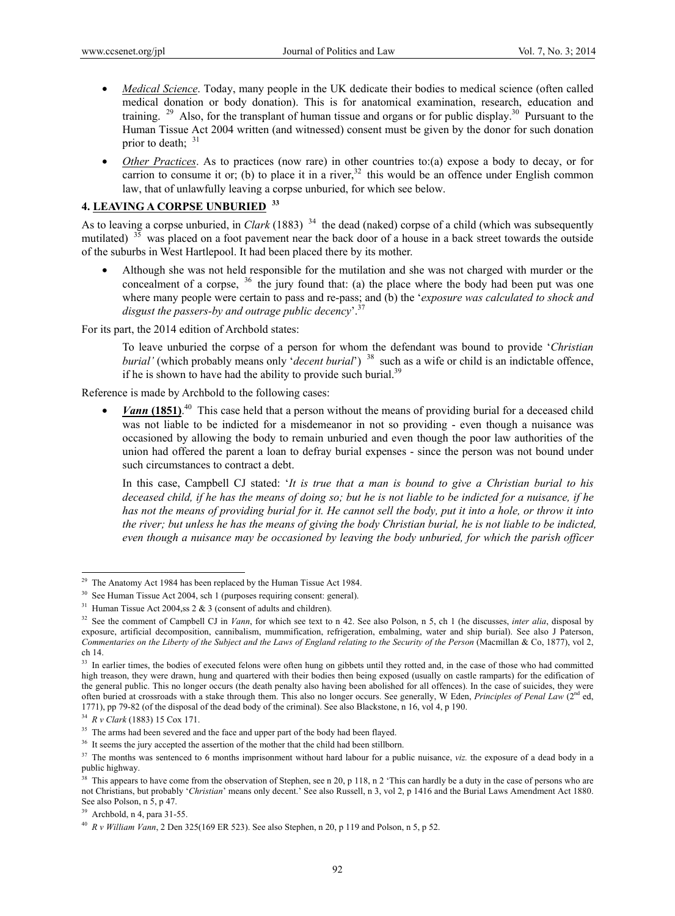- *Medical Science*. Today, many people in the UK dedicate their bodies to medical science (often called medical donation or body donation). This is for anatomical examination, research, education and training. [29] Also, for the transplant of human tissue and organs or for public display.[30] Pursuant to the Human Tissue Act 2004 written (and witnessed) consent must be given by the donor for such donation prior to death; [31]
- *Other Practices*. As to practices (now rare) in other countries to:(a) expose a body to decay, or for carrion to consume it or; (b) to place it in a river,[32] this would be an offence under English common law, that of unlawfully leaving a corpse unburied, for which see below.

## 4. LEAVING A CORPSE UNBURIED [33]

As to leaving a corpse unburied, in *Clark* (1883) [34] the dead (naked) corpse of a child (which was subsequently mutilated) [35] was placed on a foot pavement near the back door of a house in a back street towards the outside of the suburbs in West Hartlepool. It had been placed there by its mother.

- Although she was not held responsible for the mutilation and she was not charged with murder or the concealment of a corpse, [36] the jury found that: (a) the place where the body had been put was one where many people were certain to pass and re-pass; and (b) the '*exposure was calculated to shock and disgust the passers-by and outrage public decency*'.[37]

For its part, the 2014 edition of Archbold states:

> To leave unburied the corpse of a person for whom the defendant was bound to provide '*Christian burial'* (which probably means only '*decent burial*') [38] such as a wife or child is an indictable offence, if he is shown to have had the ability to provide such burial.[39]

Reference is made by Archbold to the following cases:

- ***Vann* (1851)**.[40] This case held that a person without the means of providing burial for a deceased child was not liable to be indicted for a misdemeanor in not so providing - even though a nuisance was occasioned by allowing the body to remain unburied and even though the poor law authorities of the union had offered the parent a loan to defray burial expenses - since the person was not bound under such circumstances to contract a debt.

  In this case, Campbell CJ stated: '*It is true that a man is bound to give a Christian burial to his deceased child, if he has the means of doing so; but he is not liable to be indicted for a nuisance, if he has not the means of providing burial for it. He cannot sell the body, put it into a hole, or throw it into the river; but unless he has the means of giving the body Christian burial, he is not liable to be indicted, even though a nuisance may be occasioned by leaving the body unburied, for which the parish officer*

---

[29] The Anatomy Act 1984 has been replaced by the Human Tissue Act 1984.

[30] See Human Tissue Act 2004, sch 1 (purposes requiring consent: general).

[31] Human Tissue Act 2004,ss 2 & 3 (consent of adults and children).

[32] See the comment of Campbell CJ in *Vann*, for which see text to n 42. See also Polson, n 5, ch 1 (he discusses, *inter alia*, disposal by exposure, artificial decomposition, cannibalism, mummification, refrigeration, embalming, water and ship burial). See also J Paterson, *Commentaries on the Liberty of the Subject and the Laws of England relating to the Security of the Person* (Macmillan & Co, 1877), vol 2, ch 14.

[33] In earlier times, the bodies of executed felons were often hung on gibbets until they rotted and, in the case of those who had committed high treason, they were drawn, hung and quartered with their bodies then being exposed (usually on castle ramparts) for the edification of the general public. This no longer occurs (the death penalty also having been abolished for all offences). In the case of suicides, they were often buried at crossroads with a stake through them. This also no longer occurs. See generally, W Eden, *Principles of Penal Law* (2nd ed, 1771), pp 79-82 (of the disposal of the dead body of the criminal). See also Blackstone, n 16, vol 4, p 190.

[34] *R v Clark* (1883) 15 Cox 171.

[35] The arms had been severed and the face and upper part of the body had been flayed.

[36] It seems the jury accepted the assertion of the mother that the child had been stillborn.

[37] The months was sentenced to 6 months imprisonment without hard labour for a public nuisance, *viz.* the exposure of a dead body in a public highway.

[38] This appears to have come from the observation of Stephen, see n 20, p 118, n 2 'This can hardly be a duty in the case of persons who are not Christians, but probably '*Christian*' means only decent.' See also Russell, n 3, vol 2, p 1416 and the Burial Laws Amendment Act 1880. See also Polson, n 5, p 47.

[39] Archbold, n 4, para 31-55.

[40] *R v William Vann*, 2 Den 325(169 ER 523). See also Stephen, n 20, p 119 and Polson, n 5, p 52.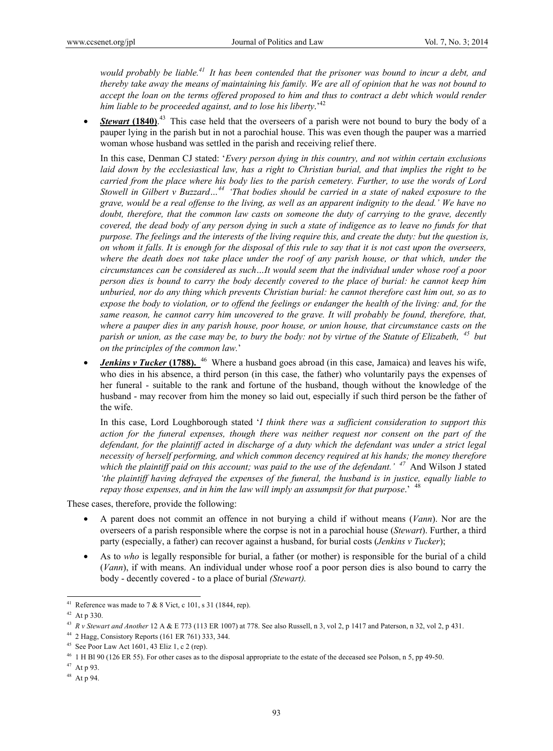*would probably be liable.*[41] *It has been contended that the prisoner was bound to incur a debt, and thereby take away the means of maintaining his family. We are all of opinion that he was not bound to accept the loan on the terms offered proposed to him and thus to contract a debt which would render him liable to be proceeded against, and to lose his liberty*.'[42]

- ***Stewart* (1840)**.[43] This case held that the overseers of a parish were not bound to bury the body of a pauper lying in the parish but in not a parochial house. This was even though the pauper was a married woman whose husband was settled in the parish and receiving relief there.

  In this case, Denman CJ stated: '*Every person dying in this country, and not within certain exclusions laid down by the ecclesiastical law, has a right to Christian burial, and that implies the right to be carried from the place where his body lies to the parish cemetery. Further, to use the words of Lord Stowell in Gilbert v Buzzard…*[44] *'That bodies should be carried in a state of naked exposure to the grave, would be a real offense to the living, as well as an apparent indignity to the dead.' We have no doubt, therefore, that the common law casts on someone the duty of carrying to the grave, decently covered, the dead body of any person dying in such a state of indigence as to leave no funds for that purpose. The feelings and the interests of the living require this, and create the duty: but the question is, on whom it falls. It is enough for the disposal of this rule to say that it is not cast upon the overseers, where the death does not take place under the roof of any parish house, or that which, under the circumstances can be considered as such…It would seem that the individual under whose roof a poor person dies is bound to carry the body decently covered to the place of burial: he cannot keep him unburied, nor do any thing which prevents Christian burial: he cannot therefore cast him out, so as to expose the body to violation, or to offend the feelings or endanger the health of the living: and, for the same reason, he cannot carry him uncovered to the grave. It will probably be found, therefore, that, where a pauper dies in any parish house, poor house, or union house, that circumstance casts on the parish or union, as the case may be, to bury the body: not by virtue of the Statute of Elizabeth,* [45] *but on the principles of the common law.*'

- ***Jenkins v Tucker* (1788).** [46] Where a husband goes abroad (in this case, Jamaica) and leaves his wife, who dies in his absence, a third person (in this case, the father) who voluntarily pays the expenses of her funeral - suitable to the rank and fortune of the husband, though without the knowledge of the husband - may recover from him the money so laid out, especially if such third person be the father of the wife.

  In this case, Lord Loughborough stated '*I think there was a sufficient consideration to support this action for the funeral expenses, though there was neither request nor consent on the part of the defendant, for the plaintiff acted in discharge of a duty which the defendant was under a strict legal necessity of herself performing, and which common decency required at his hands; the money therefore which the plaintiff paid on this account; was paid to the use of the defendant.'* [47] And Wilson J stated *'the plaintiff having defrayed the expenses of the funeral, the husband is in justice, equally liable to repay those expenses, and in him the law will imply an assumpsit for that purpose*.' [48]

These cases, therefore, provide the following:

- A parent does not commit an offence in not burying a child if without means (*Vann*). Nor are the overseers of a parish responsible where the corpse is not in a parochial house (*Stewart*). Further, a third party (especially, a father) can recover against a husband, for burial costs (*Jenkins v Tucker*);
- As to *who* is legally responsible for burial, a father (or mother) is responsible for the burial of a child (*Vann*), if with means. An individual under whose roof a poor person dies is also bound to carry the body - decently covered - to a place of burial *(Stewart).*

---

[41] Reference was made to 7 & 8 Vict, c 101, s 31 (1844, rep).

[42] At p 330.

[43] *R v Stewart and Another* 12 A & E 773 (113 ER 1007) at 778. See also Russell, n 3, vol 2, p 1417 and Paterson, n 32, vol 2, p 431.

[44] 2 Hagg, Consistory Reports (161 ER 761) 333, 344.

[45] See Poor Law Act 1601, 43 Eliz 1, c 2 (rep).

[46] 1 H Bl 90 (126 ER 55). For other cases as to the disposal appropriate to the estate of the deceased see Polson, n 5, pp 49-50.

[47] At p 93.

[48] At p 94.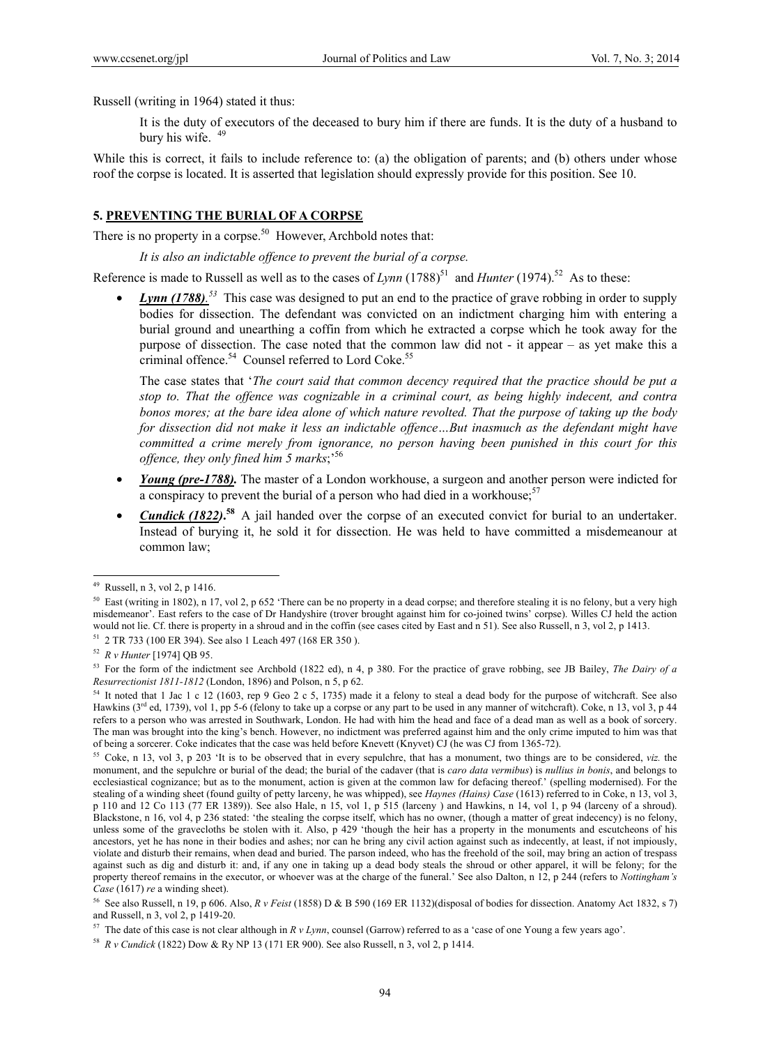Russell (writing in 1964) stated it thus:

> It is the duty of executors of the deceased to bury him if there are funds. It is the duty of a husband to bury his wife. [49]

While this is correct, it fails to include reference to: (a) the obligation of parents; and (b) others under whose roof the corpse is located. It is asserted that legislation should expressly provide for this position. See 10.

## 5. PREVENTING THE BURIAL OF A CORPSE

There is no property in a corpse.[50] However, Archbold notes that:

> *It is also an indictable offence to prevent the burial of a corpse.*

Reference is made to Russell as well as to the cases of *Lynn* (1788)[51] and *Hunter* (1974).[52] As to these:

- ***Lynn (1788)***.[53] This case was designed to put an end to the practice of grave robbing in order to supply bodies for dissection. The defendant was convicted on an indictment charging him with entering a burial ground and unearthing a coffin from which he extracted a corpse which he took away for the purpose of dissection. The case noted that the common law did not - it appear – as yet make this a criminal offence.[54] Counsel referred to Lord Coke.[55]

  The case states that '*The court said that common decency required that the practice should be put a stop to. That the offence was cognizable in a criminal court, as being highly indecent, and contra bonos mores; at the bare idea alone of which nature revolted. That the purpose of taking up the body for dissection did not make it less an indictable offence…But inasmuch as the defendant might have committed a crime merely from ignorance, no person having been punished in this court for this offence, they only fined him 5 marks*;'[56]

- ***Young (pre-1788)***. The master of a London workhouse, a surgeon and another person were indicted for a conspiracy to prevent the burial of a person who had died in a workhouse;[57]

- ***Cundick (1822)***.[58] A jail handed over the corpse of an executed convict for burial to an undertaker. Instead of burying it, he sold it for dissection. He was held to have committed a misdemeanour at common law;

---

[49] Russell, n 3, vol 2, p 1416.

[50] East (writing in 1802), n 17, vol 2, p 652 'There can be no property in a dead corpse; and therefore stealing it is no felony, but a very high misdemeanor'. East refers to the case of Dr Handyshire (trover brought against him for co-joined twins' corpse). Willes CJ held the action would not lie. Cf. there is property in a shroud and in the coffin (see cases cited by East and n 51). See also Russell, n 3, vol 2, p 1413.

[51] 2 TR 733 (100 ER 394). See also 1 Leach 497 (168 ER 350 ).

[52] *R v Hunter* [1974] QB 95.

[53] For the form of the indictment see Archbold (1822 ed), n 4, p 380. For the practice of grave robbing, see JB Bailey, *The Dairy of a Resurrectionist 1811-1812* (London, 1896) and Polson, n 5, p 62.

[54] It noted that 1 Jac 1 c 12 (1603, rep 9 Geo 2 c 5, 1735) made it a felony to steal a dead body for the purpose of witchcraft. See also Hawkins (3rd ed, 1739), vol 1, pp 5-6 (felony to take up a corpse or any part to be used in any manner of witchcraft). Coke, n 13, vol 3, p 44 refers to a person who was arrested in Southwark, London. He had with him the head and face of a dead man as well as a book of sorcery. The man was brought into the king's bench. However, no indictment was preferred against him and the only crime imputed to him was that of being a sorcerer. Coke indicates that the case was held before Knevett (Knyvet) CJ (he was CJ from 1365-72).

[55] Coke, n 13, vol 3, p 203 'It is to be observed that in every sepulchre, that has a monument, two things are to be considered, *viz.* the monument, and the sepulchre or burial of the dead; the burial of the cadaver (that is *caro data vermibus*) is *nullius in bonis*, and belongs to ecclesiastical cognizance; but as to the monument, action is given at the common law for defacing thereof.' (spelling modernised). For the stealing of a winding sheet (found guilty of petty larceny, he was whipped), see *Haynes (Hains) Case* (1613) referred to in Coke, n 13, vol 3, p 110 and 12 Co 113 (77 ER 1389)). See also Hale, n 15, vol 1, p 515 (larceny ) and Hawkins, n 14, vol 1, p 94 (larceny of a shroud). Blackstone, n 16, vol 4, p 236 stated: 'the stealing the corpse itself, which has no owner, (though a matter of great indecency) is no felony, unless some of the gravecloths be stolen with it. Also, p 429 'though the heir has a property in the monuments and escutcheons of his ancestors, yet he has none in their bodies and ashes; nor can he bring any civil action against such as indecently, at least, if not impiously, violate and disturb their remains, when dead and buried. The parson indeed, who has the freehold of the soil, may bring an action of trespass against such as dig and disturb it: and, if any one in taking up a dead body steals the shroud or other apparel, it will be felony; for the property thereof remains in the executor, or whoever was at the charge of the funeral.' See also Dalton, n 12, p 244 (refers to *Nottingham's Case* (1617) *re* a winding sheet).

[56] See also Russell, n 19, p 606. Also, *R v Feist* (1858) D & B 590 (169 ER 1132)(disposal of bodies for dissection. Anatomy Act 1832, s 7) and Russell, n 3, vol 2, p 1419-20.

[57] The date of this case is not clear although in *R v Lynn*, counsel (Garrow) referred to as a 'case of one Young a few years ago'.

[58] *R v Cundick* (1822) Dow & Ry NP 13 (171 ER 900). See also Russell, n 3, vol 2, p 1414.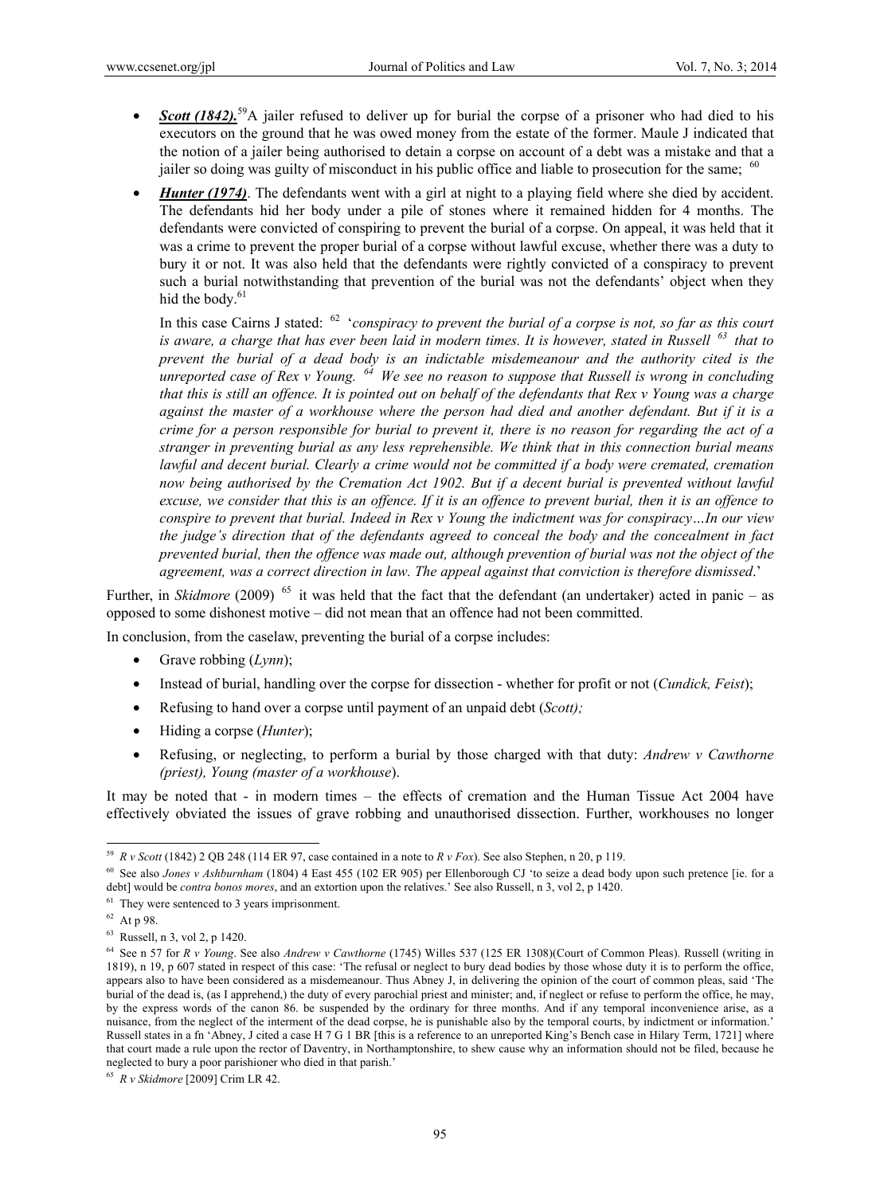- ***Scott (1842).***[59] A jailer refused to deliver up for burial the corpse of a prisoner who had died to his executors on the ground that he was owed money from the estate of the former. Maule J indicated that the notion of a jailer being authorised to detain a corpse on account of a debt was a mistake and that a jailer so doing was guilty of misconduct in his public office and liable to prosecution for the same; [60]
- ***Hunter (1974)***. The defendants went with a girl at night to a playing field where she died by accident. The defendants hid her body under a pile of stones where it remained hidden for 4 months. The defendants were convicted of conspiring to prevent the burial of a corpse. On appeal, it was held that it was a crime to prevent the proper burial of a corpse without lawful excuse, whether there was a duty to bury it or not. It was also held that the defendants were rightly convicted of a conspiracy to prevent such a burial notwithstanding that prevention of the burial was not the defendants' object when they hid the body.[61]

  In this case Cairns J stated: [62] '*conspiracy to prevent the burial of a corpse is not, so far as this court is aware, a charge that has ever been laid in modern times. It is however, stated in Russell* [63] *that to prevent the burial of a dead body is an indictable misdemeanour and the authority cited is the unreported case of Rex v Young.* [64] *We see no reason to suppose that Russell is wrong in concluding that this is still an offence. It is pointed out on behalf of the defendants that Rex v Young was a charge against the master of a workhouse where the person had died and another defendant. But if it is a crime for a person responsible for burial to prevent it, there is no reason for regarding the act of a stranger in preventing burial as any less reprehensible. We think that in this connection burial means lawful and decent burial. Clearly a crime would not be committed if a body were cremated, cremation now being authorised by the Cremation Act 1902. But if a decent burial is prevented without lawful excuse, we consider that this is an offence. If it is an offence to prevent burial, then it is an offence to conspire to prevent that burial. Indeed in Rex v Young the indictment was for conspiracy…In our view the judge's direction that of the defendants agreed to conceal the body and the concealment in fact prevented burial, then the offence was made out, although prevention of burial was not the object of the agreement, was a correct direction in law. The appeal against that conviction is therefore dismissed*.'

Further, in *Skidmore* (2009) [65] it was held that the fact that the defendant (an undertaker) acted in panic – as opposed to some dishonest motive – did not mean that an offence had not been committed.

In conclusion, from the caselaw, preventing the burial of a corpse includes:

- Grave robbing (*Lynn*);
- Instead of burial, handling over the corpse for dissection - whether for profit or not (*Cundick, Feist*);
- Refusing to hand over a corpse until payment of an unpaid debt (*Scott);*
- Hiding a corpse (*Hunter*);
- Refusing, or neglecting, to perform a burial by those charged with that duty: *Andrew v Cawthorne (priest), Young (master of a workhouse*).

It may be noted that - in modern times – the effects of cremation and the Human Tissue Act 2004 have effectively obviated the issues of grave robbing and unauthorised dissection. Further, workhouses no longer

---

[59] *R v Scott* (1842) 2 QB 248 (114 ER 97, case contained in a note to *R v Fox*). See also Stephen, n 20, p 119.

[60] See also *Jones v Ashburnham* (1804) 4 East 455 (102 ER 905) per Ellenborough CJ 'to seize a dead body upon such pretence [ie. for a debt] would be *contra bonos mores*, and an extortion upon the relatives.' See also Russell, n 3, vol 2, p 1420.

[61] They were sentenced to 3 years imprisonment.

[62] At p 98.

[63] Russell, n 3, vol 2, p 1420.

[64] See n 57 for *R v Young*. See also *Andrew v Cawthorne* (1745) Willes 537 (125 ER 1308)(Court of Common Pleas). Russell (writing in 1819), n 19, p 607 stated in respect of this case: 'The refusal or neglect to bury dead bodies by those whose duty it is to perform the office, appears also to have been considered as a misdemeanour. Thus Abney J, in delivering the opinion of the court of common pleas, said 'The burial of the dead is, (as I apprehend,) the duty of every parochial priest and minister; and, if neglect or refuse to perform the office, he may, by the express words of the canon 86. be suspended by the ordinary for three months. And if any temporal inconvenience arise, as a nuisance, from the neglect of the interment of the dead corpse, he is punishable also by the temporal courts, by indictment or information.' Russell states in a fn 'Abney, J cited a case H 7 G 1 BR [this is a reference to an unreported King's Bench case in Hilary Term, 1721] where that court made a rule upon the rector of Daventry, in Northamptonshire, to shew cause why an information should not be filed, because he neglected to bury a poor parishioner who died in that parish.'

[65] *R v Skidmore* [2009] Crim LR 42.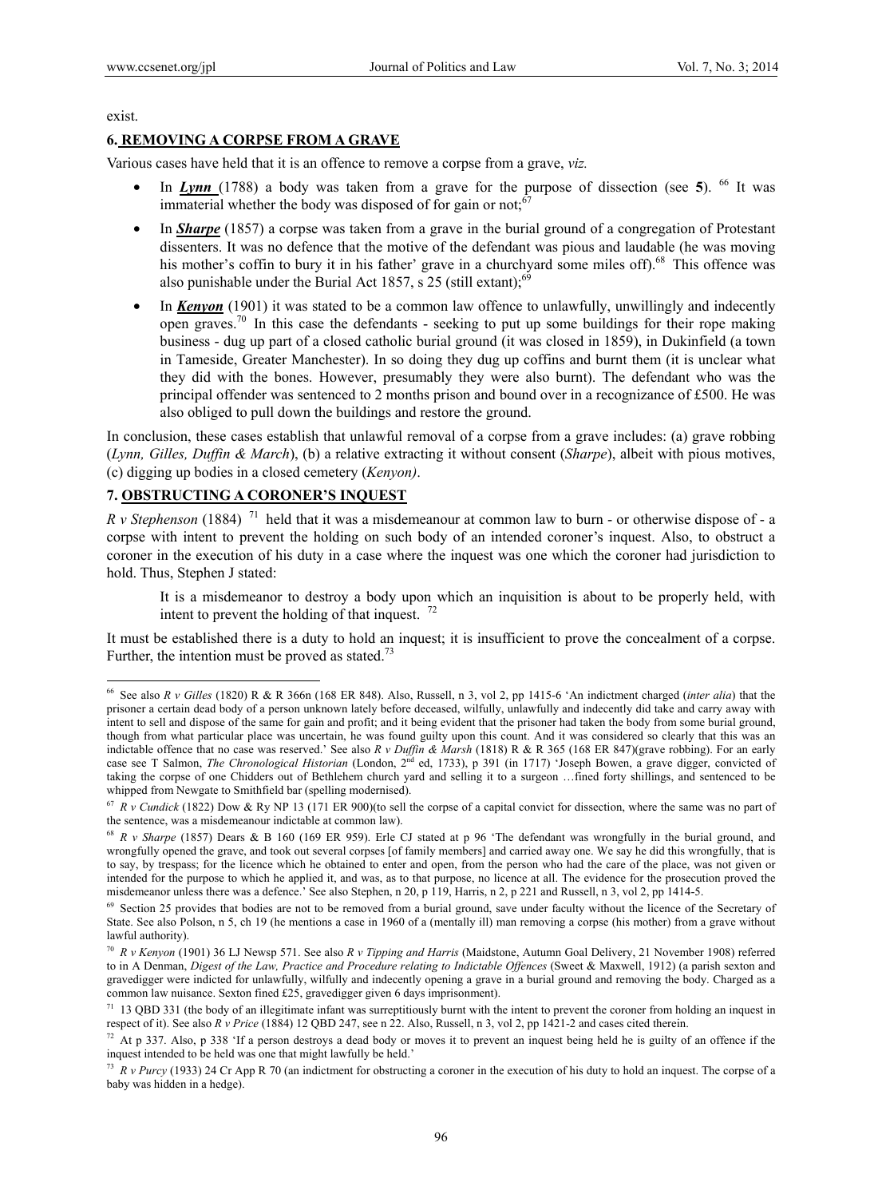exist.

## 6. REMOVING A CORPSE FROM A GRAVE

Various cases have held that it is an offence to remove a corpse from a grave, *viz.*

- In ***Lynn*** (1788) a body was taken from a grave for the purpose of dissection (see **5**). [66] It was immaterial whether the body was disposed of for gain or not;[67]
- In ***Sharpe*** (1857) a corpse was taken from a grave in the burial ground of a congregation of Protestant dissenters. It was no defence that the motive of the defendant was pious and laudable (he was moving his mother's coffin to bury it in his father' grave in a churchyard some miles off).[68] This offence was also punishable under the Burial Act 1857, s 25 (still extant);[69]
- In ***Kenyon*** (1901) it was stated to be a common law offence to unlawfully, unwillingly and indecently open graves.[70] In this case the defendants - seeking to put up some buildings for their rope making business - dug up part of a closed catholic burial ground (it was closed in 1859), in Dukinfield (a town in Tameside, Greater Manchester). In so doing they dug up coffins and burnt them (it is unclear what they did with the bones. However, presumably they were also burnt). The defendant who was the principal offender was sentenced to 2 months prison and bound over in a recognizance of £500. He was also obliged to pull down the buildings and restore the ground.

In conclusion, these cases establish that unlawful removal of a corpse from a grave includes: (a) grave robbing (*Lynn, Gilles, Duffin & March*), (b) a relative extracting it without consent (*Sharpe*), albeit with pious motives, (c) digging up bodies in a closed cemetery (*Kenyon)*.

## 7. OBSTRUCTING A CORONER'S INQUEST

*R v Stephenson* (1884) [71] held that it was a misdemeanour at common law to burn - or otherwise dispose of - a corpse with intent to prevent the holding on such body of an intended coroner's inquest. Also, to obstruct a coroner in the execution of his duty in a case where the inquest was one which the coroner had jurisdiction to hold. Thus, Stephen J stated:

> It is a misdemeanor to destroy a body upon which an inquisition is about to be properly held, with intent to prevent the holding of that inquest. [72]

It must be established there is a duty to hold an inquest; it is insufficient to prove the concealment of a corpse. Further, the intention must be proved as stated.[73]

---

[66] See also *R v Gilles* (1820) R & R 366n (168 ER 848). Also, Russell, n 3, vol 2, pp 1415-6 'An indictment charged (*inter alia*) that the prisoner a certain dead body of a person unknown lately before deceased, wilfully, unlawfully and indecently did take and carry away with intent to sell and dispose of the same for gain and profit; and it being evident that the prisoner had taken the body from some burial ground, though from what particular place was uncertain, he was found guilty upon this count. And it was considered so clearly that this was an indictable offence that no case was reserved.' See also *R v Duffin & Marsh* (1818) R & R 365 (168 ER 847)(grave robbing). For an early case see T Salmon, *The Chronological Historian* (London, 2nd ed, 1733), p 391 (in 1717) 'Joseph Bowen, a grave digger, convicted of taking the corpse of one Chidders out of Bethlehem church yard and selling it to a surgeon …fined forty shillings, and sentenced to be whipped from Newgate to Smithfield bar (spelling modernised).

[67] *R v Cundick* (1822) Dow & Ry NP 13 (171 ER 900)(to sell the corpse of a capital convict for dissection, where the same was no part of the sentence, was a misdemeanour indictable at common law).

[68] *R v Sharpe* (1857) Dears & B 160 (169 ER 959). Erle CJ stated at p 96 'The defendant was wrongfully in the burial ground, and wrongfully opened the grave, and took out several corpses [of family members] and carried away one. We say he did this wrongfully, that is to say, by trespass; for the licence which he obtained to enter and open, from the person who had the care of the place, was not given or intended for the purpose to which he applied it, and was, as to that purpose, no licence at all. The evidence for the prosecution proved the misdemeanor unless there was a defence.' See also Stephen, n 20, p 119, Harris, n 2, p 221 and Russell, n 3, vol 2, pp 1414-5.

[69] Section 25 provides that bodies are not to be removed from a burial ground, save under faculty without the licence of the Secretary of State. See also Polson, n 5, ch 19 (he mentions a case in 1960 of a (mentally ill) man removing a corpse (his mother) from a grave without lawful authority).

[70] *R v Kenyon* (1901) 36 LJ Newsp 571. See also *R v Tipping and Harris* (Maidstone, Autumn Goal Delivery, 21 November 1908) referred to in A Denman, *Digest of the Law, Practice and Procedure relating to Indictable Offences* (Sweet & Maxwell, 1912) (a parish sexton and gravedigger were indicted for unlawfully, wilfully and indecently opening a grave in a burial ground and removing the body. Charged as a common law nuisance. Sexton fined £25, gravedigger given 6 days imprisonment).

[71] 13 QBD 331 (the body of an illegitimate infant was surreptitiously burnt with the intent to prevent the coroner from holding an inquest in respect of it). See also *R v Price* (1884) 12 QBD 247, see n 22. Also, Russell, n 3, vol 2, pp 1421-2 and cases cited therein.

[72] At p 337. Also, p 338 'If a person destroys a dead body or moves it to prevent an inquest being held he is guilty of an offence if the inquest intended to be held was one that might lawfully be held.'

[73] *R v Purcy* (1933) 24 Cr App R 70 (an indictment for obstructing a coroner in the execution of his duty to hold an inquest. The corpse of a baby was hidden in a hedge).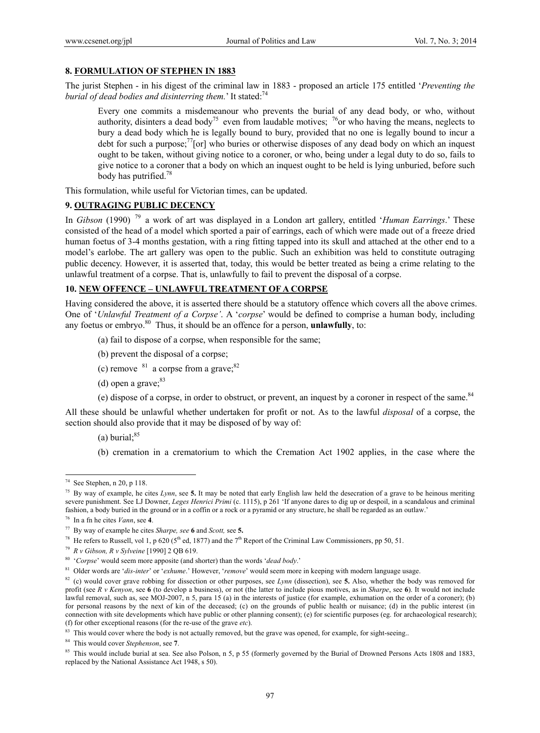## 8. FORMULATION OF STEPHEN IN 1883

The jurist Stephen - in his digest of the criminal law in 1883 - proposed an article 175 entitled '*Preventing the burial of dead bodies and disinterring them.*' It stated:[74]

> Every one commits a misdemeanour who prevents the burial of any dead body, or who, without authority, disinters a dead body[75] even from laudable motives; [76]or who having the means, neglects to bury a dead body which he is legally bound to bury, provided that no one is legally bound to incur a debt for such a purpose;[77][or] who buries or otherwise disposes of any dead body on which an inquest ought to be taken, without giving notice to a coroner, or who, being under a legal duty to do so, fails to give notice to a coroner that a body on which an inquest ought to be held is lying unburied, before such body has putrified.[78]

This formulation, while useful for Victorian times, can be updated.

## 9. OUTRAGING PUBLIC DECENCY

In *Gibson* (1990) [79] a work of art was displayed in a London art gallery, entitled '*Human Earrings*.' These consisted of the head of a model which sported a pair of earrings, each of which were made out of a freeze dried human foetus of 3-4 months gestation, with a ring fitting tapped into its skull and attached at the other end to a model's earlobe. The art gallery was open to the public. Such an exhibition was held to constitute outraging public decency. However, it is asserted that, today, this would be better treated as being a crime relating to the unlawful treatment of a corpse. That is, unlawfully to fail to prevent the disposal of a corpse.

## 10. NEW OFFENCE – UNLAWFUL TREATMENT OF A CORPSE

Having considered the above, it is asserted there should be a statutory offence which covers all the above crimes. One of '*Unlawful Treatment of a Corpse'*. A '*corpse*' would be defined to comprise a human body, including any foetus or embryo.[80] Thus, it should be an offence for a person, **unlawfully**, to:

(a) fail to dispose of a corpse, when responsible for the same;

(b) prevent the disposal of a corpse;

(c) remove [81] a corpse from a grave;[82]

(d) open a grave;[83]

(e) dispose of a corpse, in order to obstruct, or prevent, an inquest by a coroner in respect of the same.[84]

All these should be unlawful whether undertaken for profit or not. As to the lawful *disposal* of a corpse, the section should also provide that it may be disposed of by way of:

(a) burial;[85]

(b) cremation in a crematorium to which the Cremation Act 1902 applies, in the case where the

---

[74] See Stephen, n 20, p 118.

[75] By way of example, he cites *Lynn*, see **5.** It may be noted that early English law held the desecration of a grave to be heinous meriting severe punishment. See LJ Downer, *Leges Henrici Primi* (c. 1115), p 261 'If anyone dares to dig up or despoil, in a scandalous and criminal fashion, a body buried in the ground or in a coffin or a rock or a pyramid or any structure, he shall be regarded as an outlaw.'

[76] In a fn he cites *Vann*, see **4**.

[77] By way of example he cites *Sharpe, see* **6** and *Scott,* see **5.**

[78] He refers to Russell, vol 1, p 620 (5th ed, 1877) and the 7th Report of the Criminal Law Commissioners, pp 50, 51.

[79] *R v Gibson, R v Sylveine* [1990] 2 QB 619.

[80] '*Corpse*' would seem more apposite (and shorter) than the words '*dead body*.'

[81] Older words are '*dis-inter*' or '*exhume*.' However, '*remove*' would seem more in keeping with modern language usage.

[82] (c) would cover grave robbing for dissection or other purposes, see *Lynn* (dissection), see **5.** Also, whether the body was removed for profit (see *R v Kenyon*, see **6** (to develop a business), or not (the latter to include pious motives, as in *Sharpe*, see **6**). It would not include lawful removal, such as, see MOJ-2007, n 5, para 15 (a) in the interests of justice (for example, exhumation on the order of a coroner); (b) for personal reasons by the next of kin of the deceased; (c) on the grounds of public health or nuisance; (d) in the public interest (in connection with site developments which have public or other planning consent); (e) for scientific purposes (eg. for archaeological research); (f) for other exceptional reasons (for the re-use of the grave *etc*).

[83] This would cover where the body is not actually removed, but the grave was opened, for example, for sight-seeing..

[84] This would cover *Stephenson*, see **7**.

[85] This would include burial at sea. See also Polson, n 5, p 55 (formerly governed by the Burial of Drowned Persons Acts 1808 and 1883, replaced by the National Assistance Act 1948, s 50).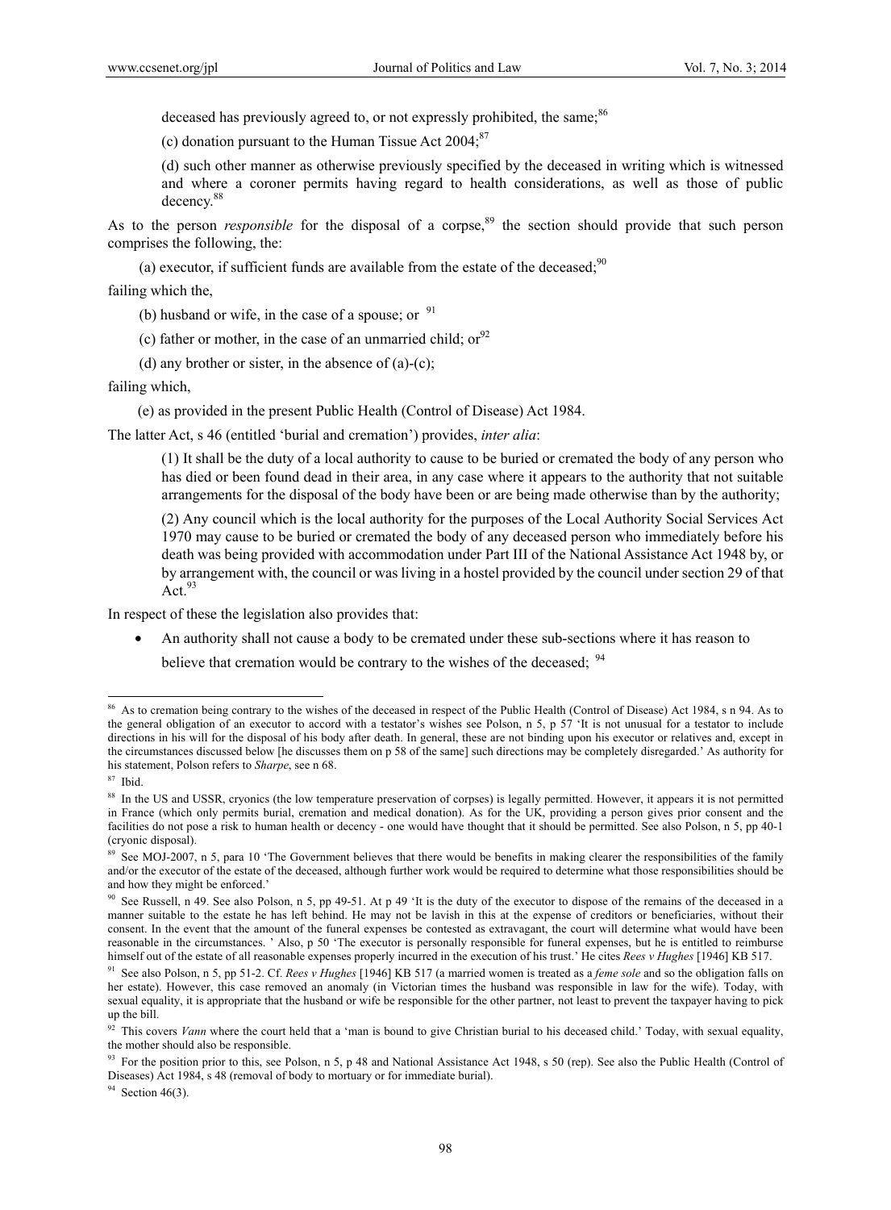deceased has previously agreed to, or not expressly prohibited, the same;[86]

(c) donation pursuant to the Human Tissue Act 2004;[87]

(d) such other manner as otherwise previously specified by the deceased in writing which is witnessed and where a coroner permits having regard to health considerations, as well as those of public decency.[88]

As to the person *responsible* for the disposal of a corpse,[89] the section should provide that such person comprises the following, the:

(a) executor, if sufficient funds are available from the estate of the deceased;[90]

failing which the,

(b) husband or wife, in the case of a spouse; or [91]

(c) father or mother, in the case of an unmarried child; or[92]

(d) any brother or sister, in the absence of (a)-(c);

failing which,

(e) as provided in the present Public Health (Control of Disease) Act 1984.

The latter Act, s 46 (entitled 'burial and cremation') provides, *inter alia*:

> (1) It shall be the duty of a local authority to cause to be buried or cremated the body of any person who has died or been found dead in their area, in any case where it appears to the authority that not suitable arrangements for the disposal of the body have been or are being made otherwise than by the authority;
>
> (2) Any council which is the local authority for the purposes of the Local Authority Social Services Act 1970 may cause to be buried or cremated the body of any deceased person who immediately before his death was being provided with accommodation under Part III of the National Assistance Act 1948 by, or by arrangement with, the council or was living in a hostel provided by the council under section 29 of that Act.[93]

In respect of these the legislation also provides that:

- An authority shall not cause a body to be cremated under these sub-sections where it has reason to believe that cremation would be contrary to the wishes of the deceased; [94]

---

[86] As to cremation being contrary to the wishes of the deceased in respect of the Public Health (Control of Disease) Act 1984, s n 94. As to the general obligation of an executor to accord with a testator's wishes see Polson, n 5, p 57 'It is not unusual for a testator to include directions in his will for the disposal of his body after death. In general, these are not binding upon his executor or relatives and, except in the circumstances discussed below [he discusses them on p 58 of the same] such directions may be completely disregarded.' As authority for his statement, Polson refers to *Sharpe*, see n 68.

[87] Ibid.

[88] In the US and USSR, cryonics (the low temperature preservation of corpses) is legally permitted. However, it appears it is not permitted in France (which only permits burial, cremation and medical donation). As for the UK, providing a person gives prior consent and the facilities do not pose a risk to human health or decency - one would have thought that it should be permitted. See also Polson, n 5, pp 40-1 (cryonic disposal).

[89] See MOJ-2007, n 5, para 10 'The Government believes that there would be benefits in making clearer the responsibilities of the family and/or the executor of the estate of the deceased, although further work would be required to determine what those responsibilities should be and how they might be enforced.'

[90] See Russell, n 49. See also Polson, n 5, pp 49-51. At p 49 'It is the duty of the executor to dispose of the remains of the deceased in a manner suitable to the estate he has left behind. He may not be lavish in this at the expense of creditors or beneficiaries, without their consent. In the event that the amount of the funeral expenses be contested as extravagant, the court will determine what would have been reasonable in the circumstances. ' Also, p 50 'The executor is personally responsible for funeral expenses, but he is entitled to reimburse himself out of the estate of all reasonable expenses properly incurred in the execution of his trust.' He cites *Rees v Hughes* [1946] KB 517.

[91] See also Polson, n 5, pp 51-2. Cf. *Rees v Hughes* [1946] KB 517 (a married women is treated as a *feme sole* and so the obligation falls on her estate). However, this case removed an anomaly (in Victorian times the husband was responsible in law for the wife). Today, with sexual equality, it is appropriate that the husband or wife be responsible for the other partner, not least to prevent the taxpayer having to pick up the bill.

[92] This covers *Vann* where the court held that a 'man is bound to give Christian burial to his deceased child.' Today, with sexual equality, the mother should also be responsible.

[93] For the position prior to this, see Polson, n 5, p 48 and National Assistance Act 1948, s 50 (rep). See also the Public Health (Control of Diseases) Act 1984, s 48 (removal of body to mortuary or for immediate burial).

[94] Section 46(3).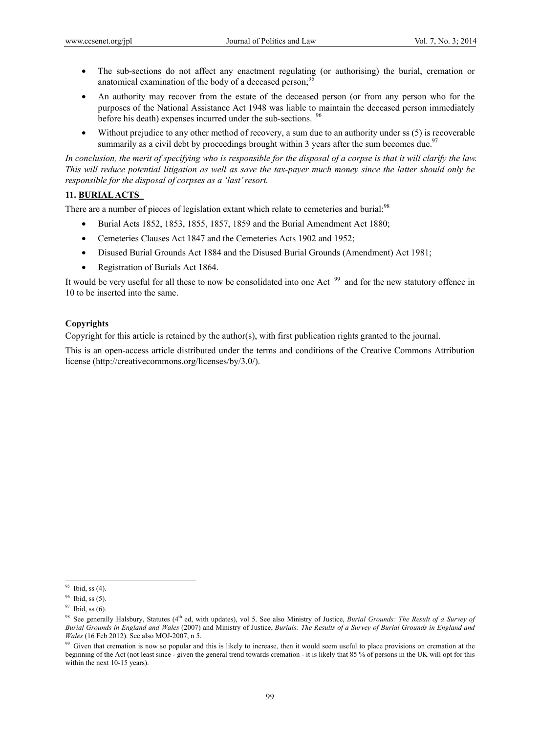- The sub-sections do not affect any enactment regulating (or authorising) the burial, cremation or anatomical examination of the body of a deceased person;[95]
- An authority may recover from the estate of the deceased person (or from any person who for the purposes of the National Assistance Act 1948 was liable to maintain the deceased person immediately before his death) expenses incurred under the sub-sections. [96]
- Without prejudice to any other method of recovery, a sum due to an authority under ss (5) is recoverable summarily as a civil debt by proceedings brought within 3 years after the sum becomes due.[97]

*In conclusion, the merit of specifying who is responsible for the disposal of a corpse is that it will clarify the law. This will reduce potential litigation as well as save the tax-payer much money since the latter should only be responsible for the disposal of corpses as a 'last' resort.*

## 11. BURIAL ACTS

There are a number of pieces of legislation extant which relate to cemeteries and burial:[98]

- Burial Acts 1852, 1853, 1855, 1857, 1859 and the Burial Amendment Act 1880;
- Cemeteries Clauses Act 1847 and the Cemeteries Acts 1902 and 1952;
- Disused Burial Grounds Act 1884 and the Disused Burial Grounds (Amendment) Act 1981;
- Registration of Burials Act 1864.

It would be very useful for all these to now be consolidated into one Act [99] and for the new statutory offence in 10 to be inserted into the same.

### Copyrights

Copyright for this article is retained by the author(s), with first publication rights granted to the journal.

This is an open-access article distributed under the terms and conditions of the Creative Commons Attribution license (http://creativecommons.org/licenses/by/3.0/).

---

[95] Ibid, ss (4).

[96] Ibid, ss (5).

[97] Ibid, ss (6).

[98] See generally Halsbury, Statutes (4th ed, with updates), vol 5. See also Ministry of Justice, *Burial Grounds: The Result of a Survey of Burial Grounds in England and Wales* (2007) and Ministry of Justice, *Burials: The Results of a Survey of Burial Grounds in England and Wales* (16 Feb 2012). See also MOJ-2007, n 5.

[99] Given that cremation is now so popular and this is likely to increase, then it would seem useful to place provisions on cremation at the beginning of the Act (not least since - given the general trend towards cremation - it is likely that 85 % of persons in the UK will opt for this within the next 10-15 years).